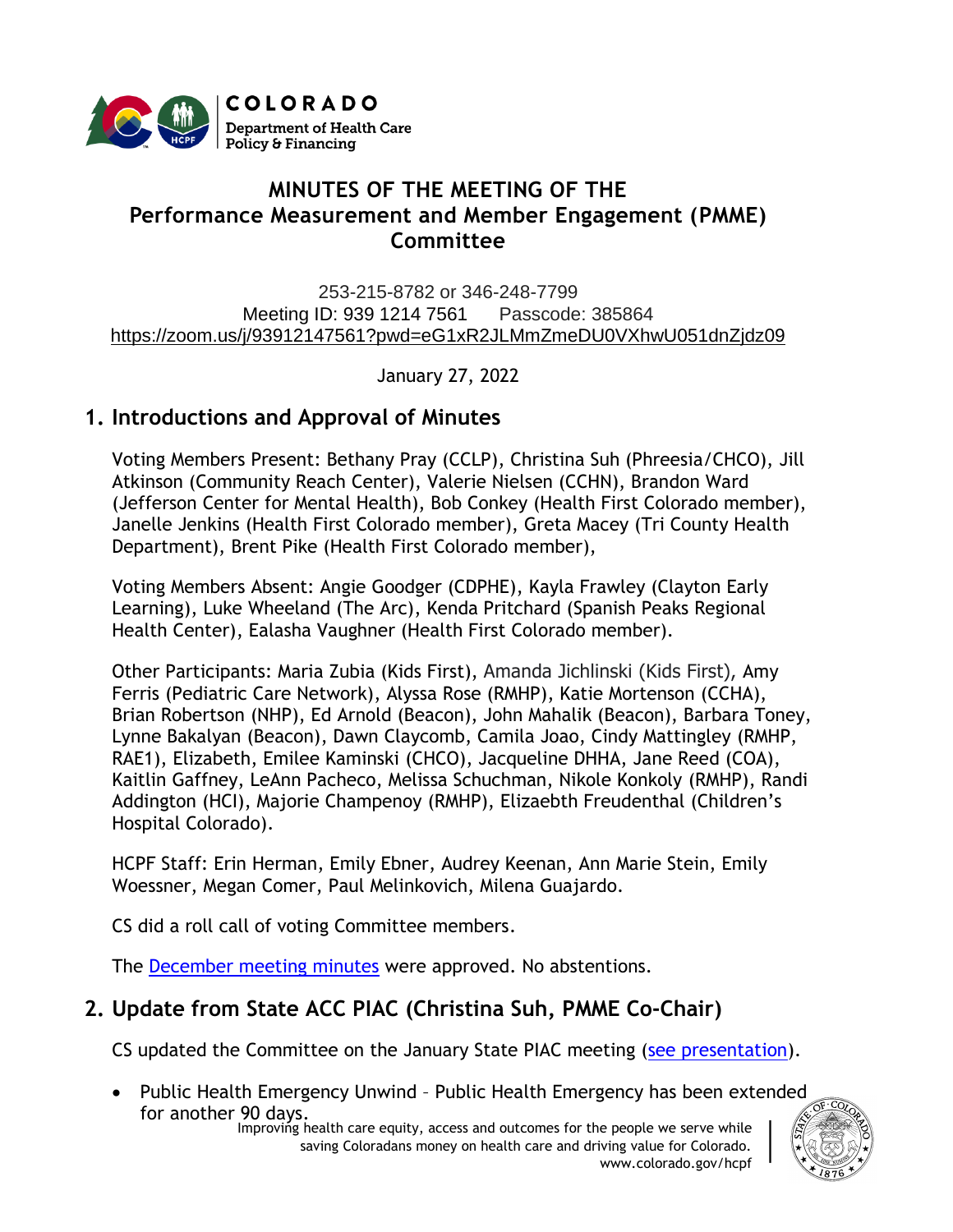# MINUTES OF THE MEETING OF THE Performance Measurement and Member Engagement (PMME) Committee

253-215-8782 or 346-248-7799
Meeting ID: 939 1214 7561 Passcode: 385864
https://zoom.us/j/93912147561?pwd=eG1xR2JLMmZmeDU0VXhwU051dnZjdz09

January 27, 2022

## 1. Introductions and Approval of Minutes

Voting Members Present: Bethany Pray (CCLP), Christina Suh (Phreesia/CHCO), Jill Atkinson (Community Reach Center), Valerie Nielsen (CCHN), Brandon Ward (Jefferson Center for Mental Health), Bob Conkey (Health First Colorado member), Janelle Jenkins (Health First Colorado member), Greta Macey (Tri County Health Department), Brent Pike (Health First Colorado member),

Voting Members Absent: Angie Goodger (CDPHE), Kayla Frawley (Clayton Early Learning), Luke Wheeland (The Arc), Kenda Pritchard (Spanish Peaks Regional Health Center), Ealasha Vaughner (Health First Colorado member).

Other Participants: Maria Zubia (Kids First), Amanda Jichlinski (Kids First), Amy Ferris (Pediatric Care Network), Alyssa Rose (RMHP), Katie Mortenson (CCHA), Brian Robertson (NHP), Ed Arnold (Beacon), John Mahalik (Beacon), Barbara Toney, Lynne Bakalyan (Beacon), Dawn Claycomb, Camila Joao, Cindy Mattingley (RMHP, RAE1), Elizabeth, Emilee Kaminski (CHCO), Jacqueline DHHA, Jane Reed (COA), Kaitlin Gaffney, LeAnn Pacheco, Melissa Schuchman, Nikole Konkoly (RMHP), Randi Addington (HCI), Majorie Champenoy (RMHP), Elizaebth Freudenthal (Children's Hospital Colorado).

HCPF Staff: Erin Herman, Emily Ebner, Audrey Keenan, Ann Marie Stein, Emily Woessner, Megan Comer, Paul Melinkovich, Milena Guajardo.

CS did a roll call of voting Committee members.

The December meeting minutes were approved. No abstentions.

## 2. Update from State ACC PIAC (Christina Suh, PMME Co-Chair)

CS updated the Committee on the January State PIAC meeting (see presentation).

- Public Health Emergency Unwind – Public Health Emergency has been extended for another 90 days.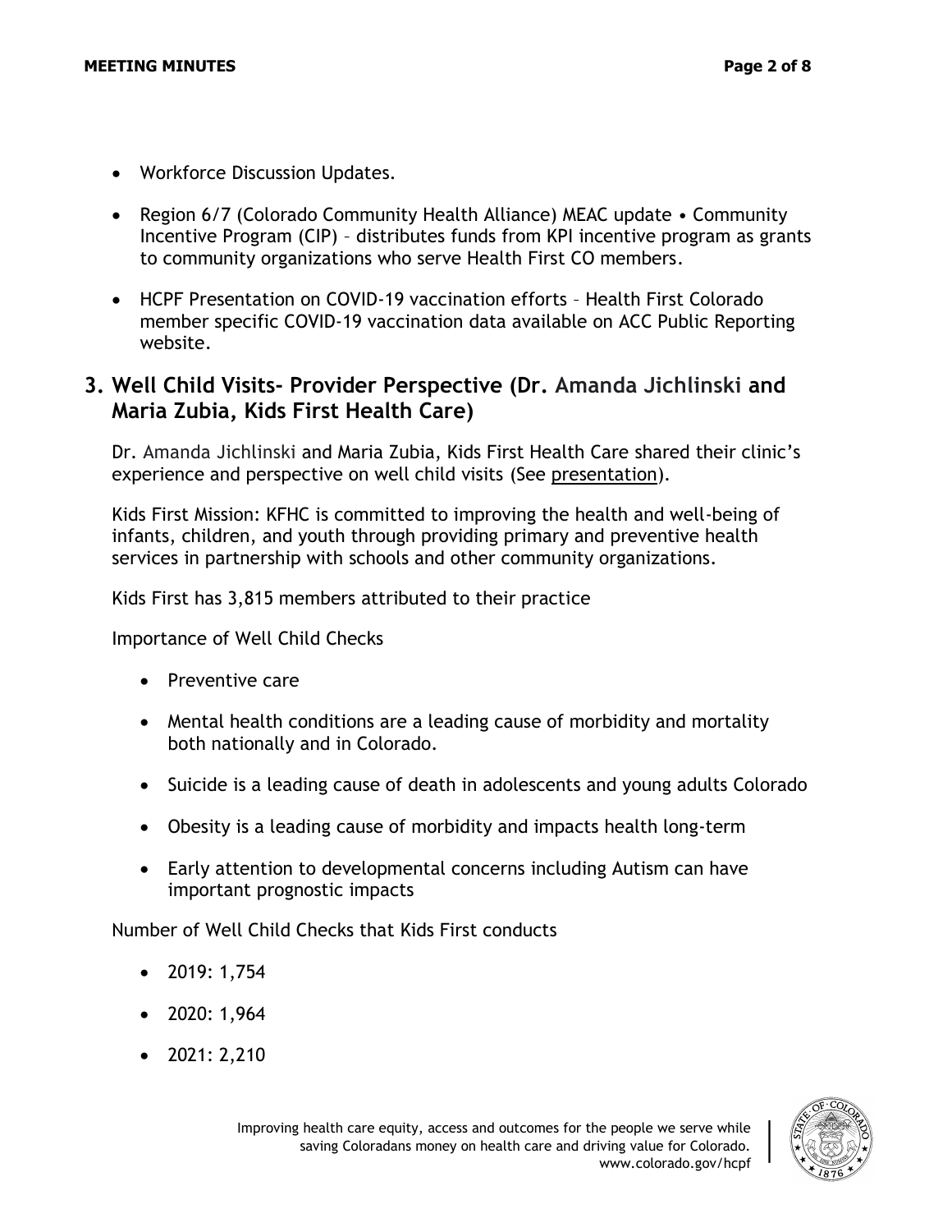- Workforce Discussion Updates.
- Region 6/7 (Colorado Community Health Alliance) MEAC update • Community Incentive Program (CIP) – distributes funds from KPI incentive program as grants to community organizations who serve Health First CO members.
- HCPF Presentation on COVID-19 vaccination efforts – Health First Colorado member specific COVID-19 vaccination data available on ACC Public Reporting website.

## 3. Well Child Visits- Provider Perspective (Dr. Amanda Jichlinski and Maria Zubia, Kids First Health Care)

Dr. Amanda Jichlinski and Maria Zubia, Kids First Health Care shared their clinic's experience and perspective on well child visits (See presentation).

Kids First Mission: KFHC is committed to improving the health and well-being of infants, children, and youth through providing primary and preventive health services in partnership with schools and other community organizations.

Kids First has 3,815 members attributed to their practice

Importance of Well Child Checks

- Preventive care
- Mental health conditions are a leading cause of morbidity and mortality both nationally and in Colorado.
- Suicide is a leading cause of death in adolescents and young adults Colorado
- Obesity is a leading cause of morbidity and impacts health long-term
- Early attention to developmental concerns including Autism can have important prognostic impacts

Number of Well Child Checks that Kids First conducts

- 2019: 1,754
- 2020: 1,964
- 2021: 2,210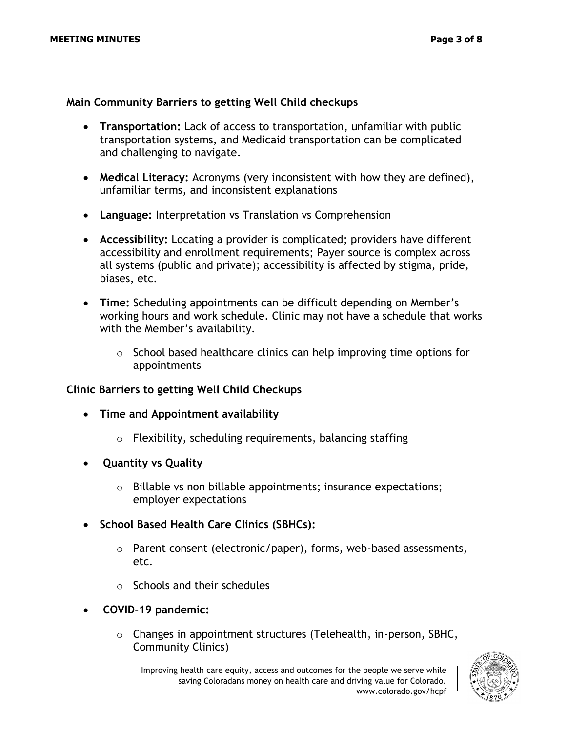**Main Community Barriers to getting Well Child checkups**

- **Transportation:** Lack of access to transportation, unfamiliar with public transportation systems, and Medicaid transportation can be complicated and challenging to navigate.

- **Medical Literacy:** Acronyms (very inconsistent with how they are defined), unfamiliar terms, and inconsistent explanations

- **Language:** Interpretation vs Translation vs Comprehension

- **Accessibility:** Locating a provider is complicated; providers have different accessibility and enrollment requirements; Payer source is complex across all systems (public and private); accessibility is affected by stigma, pride, biases, etc.

- **Time:** Scheduling appointments can be difficult depending on Member's working hours and work schedule. Clinic may not have a schedule that works with the Member's availability.
    - School based healthcare clinics can help improving time options for appointments

**Clinic Barriers to getting Well Child Checkups**

- **Time and Appointment availability**
    - Flexibility, scheduling requirements, balancing staffing

- **Quantity vs Quality**
    - Billable vs non billable appointments; insurance expectations; employer expectations

- **School Based Health Care Clinics (SBHCs):**
    - Parent consent (electronic/paper), forms, web-based assessments, etc.
    - Schools and their schedules

- **COVID-19 pandemic:**
    - Changes in appointment structures (Telehealth, in-person, SBHC, Community Clinics)

Improving health care equity, access and outcomes for the people we serve while saving Coloradans money on health care and driving value for Colorado. www.colorado.gov/hcpf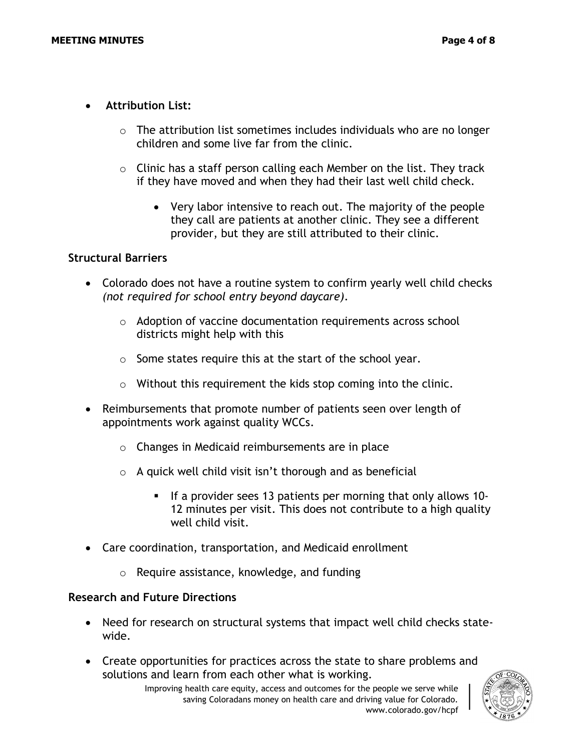- **Attribution List:**
  - The attribution list sometimes includes individuals who are no longer children and some live far from the clinic.
  - Clinic has a staff person calling each Member on the list. They track if they have moved and when they had their last well child check.
    - Very labor intensive to reach out. The majority of the people they call are patients at another clinic. They see a different provider, but they are still attributed to their clinic.

**Structural Barriers**

- Colorado does not have a routine system to confirm yearly well child checks *(not required for school entry beyond daycare)*.
  - Adoption of vaccine documentation requirements across school districts might help with this
  - Some states require this at the start of the school year.
  - Without this requirement the kids stop coming into the clinic.
- Reimbursements that promote number of patients seen over length of appointments work against quality WCCs.
  - Changes in Medicaid reimbursements are in place
  - A quick well child visit isn't thorough and as beneficial
    - If a provider sees 13 patients per morning that only allows 10-12 minutes per visit. This does not contribute to a high quality well child visit.
- Care coordination, transportation, and Medicaid enrollment
  - Require assistance, knowledge, and funding

**Research and Future Directions**

- Need for research on structural systems that impact well child checks state-wide.
- Create opportunities for practices across the state to share problems and solutions and learn from each other what is working.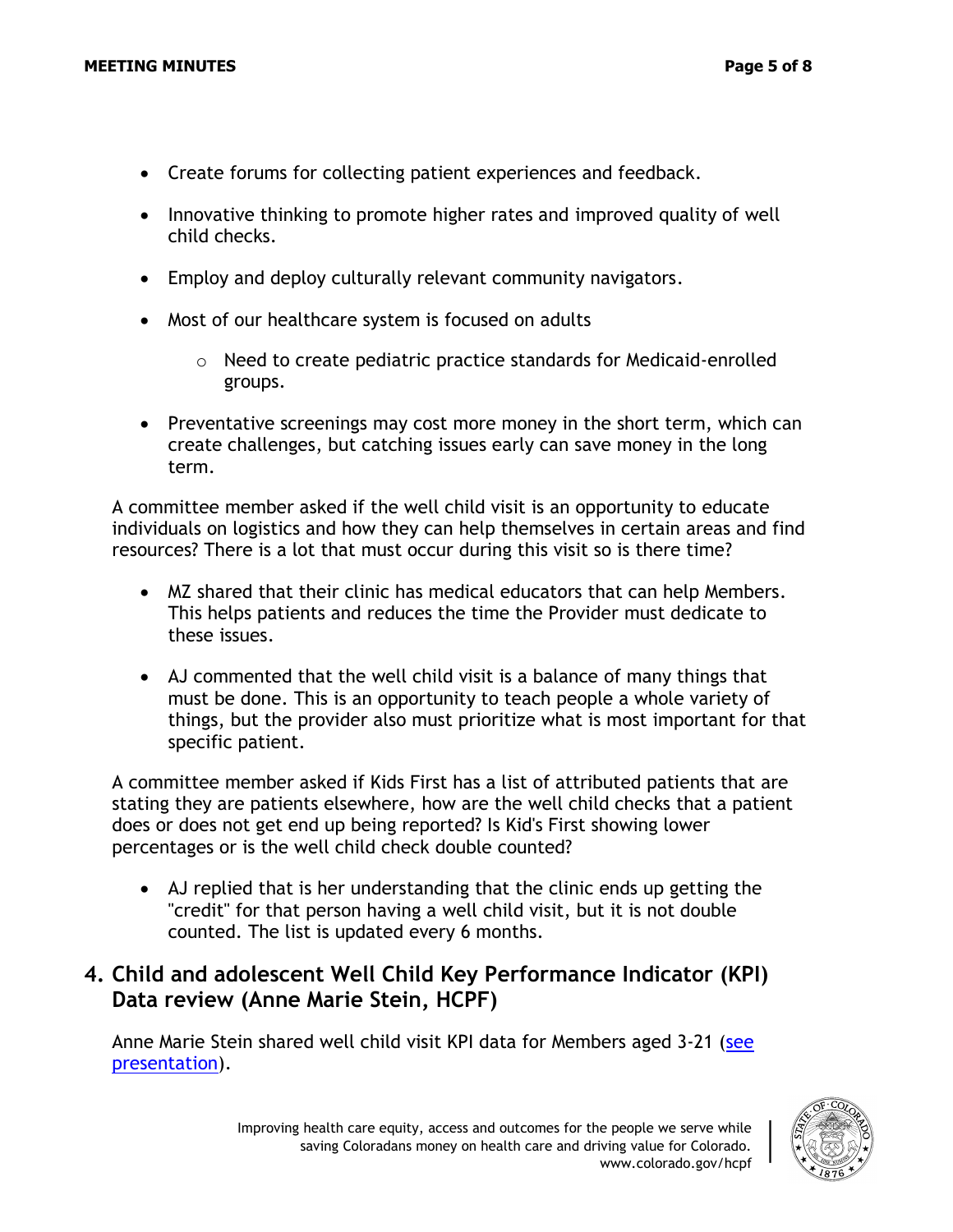- Create forums for collecting patient experiences and feedback.
- Innovative thinking to promote higher rates and improved quality of well child checks.
- Employ and deploy culturally relevant community navigators.
- Most of our healthcare system is focused on adults
    - Need to create pediatric practice standards for Medicaid-enrolled groups.
- Preventative screenings may cost more money in the short term, which can create challenges, but catching issues early can save money in the long term.

A committee member asked if the well child visit is an opportunity to educate individuals on logistics and how they can help themselves in certain areas and find resources? There is a lot that must occur during this visit so is there time?

- MZ shared that their clinic has medical educators that can help Members. This helps patients and reduces the time the Provider must dedicate to these issues.
- AJ commented that the well child visit is a balance of many things that must be done. This is an opportunity to teach people a whole variety of things, but the provider also must prioritize what is most important for that specific patient.

A committee member asked if Kids First has a list of attributed patients that are stating they are patients elsewhere, how are the well child checks that a patient does or does not get end up being reported? Is Kid's First showing lower percentages or is the well child check double counted?

- AJ replied that is her understanding that the clinic ends up getting the "credit" for that person having a well child visit, but it is not double counted. The list is updated every 6 months.

## 4. Child and adolescent Well Child Key Performance Indicator (KPI) Data review (Anne Marie Stein, HCPF)

Anne Marie Stein shared well child visit KPI data for Members aged 3-21 (see presentation).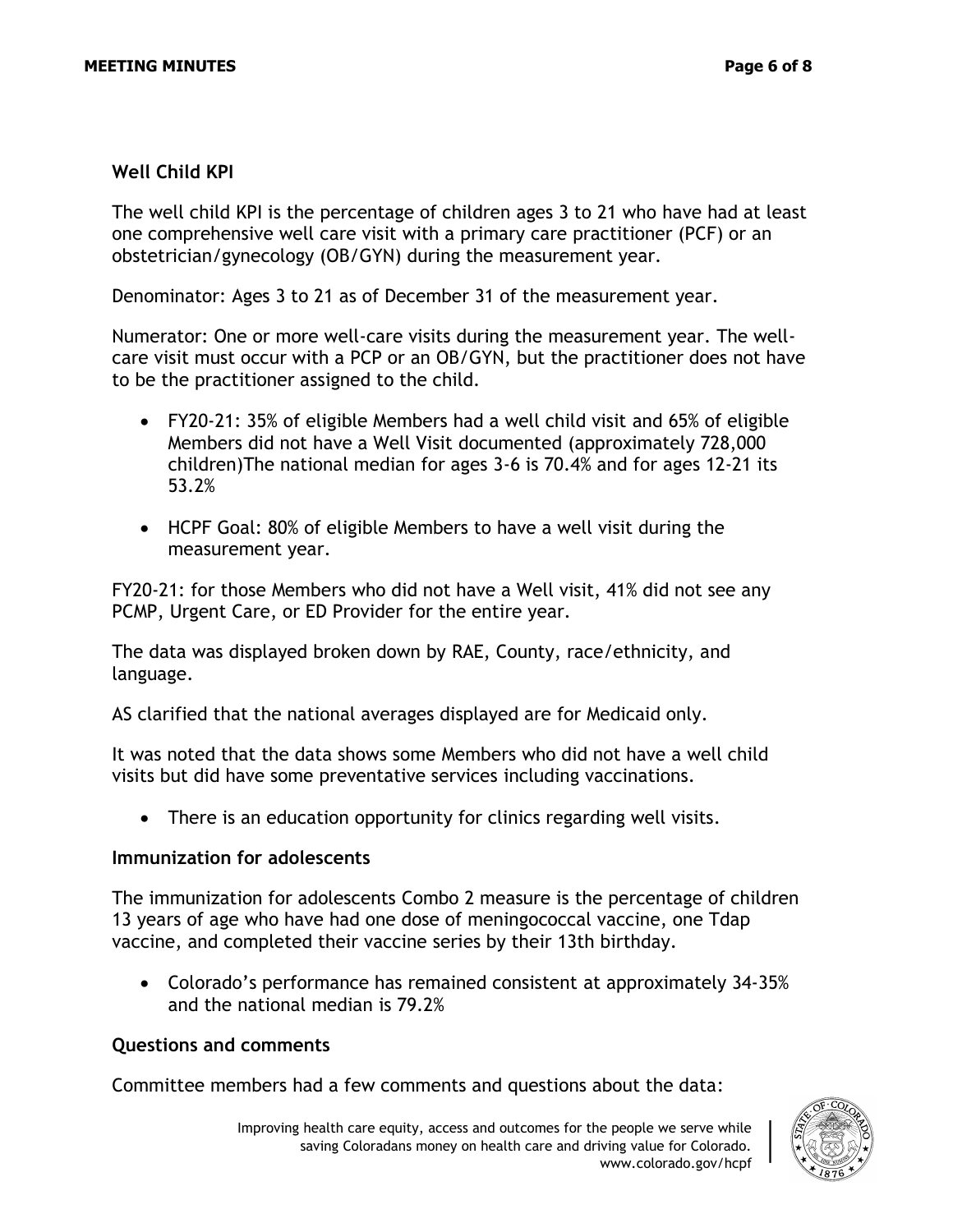### Well Child KPI

The well child KPI is the percentage of children ages 3 to 21 who have had at least one comprehensive well care visit with a primary care practitioner (PCF) or an obstetrician/gynecology (OB/GYN) during the measurement year.

Denominator: Ages 3 to 21 as of December 31 of the measurement year.

Numerator: One or more well-care visits during the measurement year. The well-care visit must occur with a PCP or an OB/GYN, but the practitioner does not have to be the practitioner assigned to the child.

- FY20-21: 35% of eligible Members had a well child visit and 65% of eligible Members did not have a Well Visit documented (approximately 728,000 children)The national median for ages 3-6 is 70.4% and for ages 12-21 its 53.2%
- HCPF Goal: 80% of eligible Members to have a well visit during the measurement year.

FY20-21: for those Members who did not have a Well visit, 41% did not see any PCMP, Urgent Care, or ED Provider for the entire year.

The data was displayed broken down by RAE, County, race/ethnicity, and language.

AS clarified that the national averages displayed are for Medicaid only.

It was noted that the data shows some Members who did not have a well child visits but did have some preventative services including vaccinations.

- There is an education opportunity for clinics regarding well visits.

### Immunization for adolescents

The immunization for adolescents Combo 2 measure is the percentage of children 13 years of age who have had one dose of meningococcal vaccine, one Tdap vaccine, and completed their vaccine series by their 13th birthday.

- Colorado's performance has remained consistent at approximately 34-35% and the national median is 79.2%

### Questions and comments

Committee members had a few comments and questions about the data: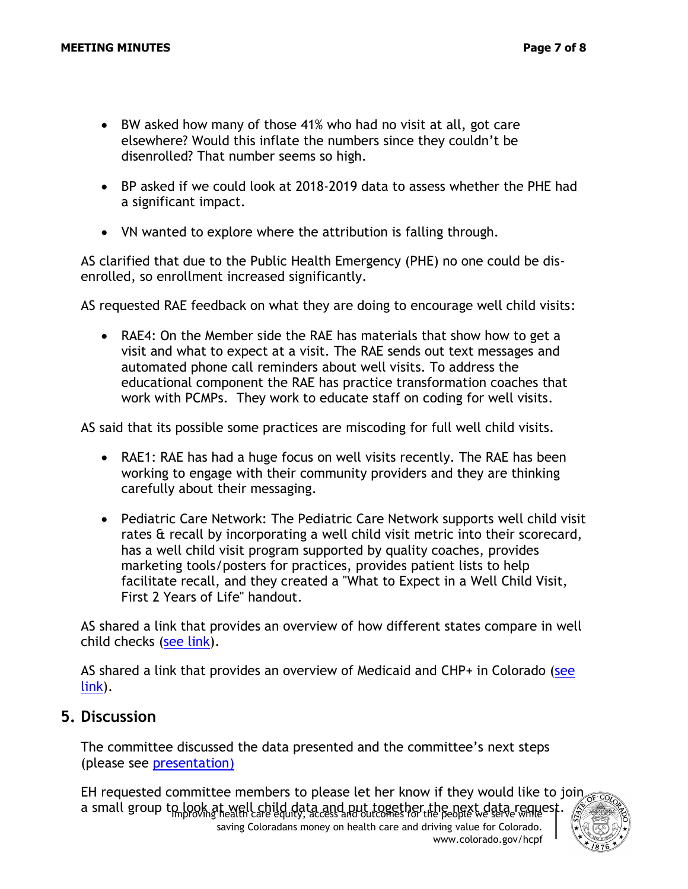- BW asked how many of those 41% who had no visit at all, got care elsewhere? Would this inflate the numbers since they couldn't be disenrolled? That number seems so high.
- BP asked if we could look at 2018-2019 data to assess whether the PHE had a significant impact.
- VN wanted to explore where the attribution is falling through.

AS clarified that due to the Public Health Emergency (PHE) no one could be dis-enrolled, so enrollment increased significantly.

AS requested RAE feedback on what they are doing to encourage well child visits:

- RAE4: On the Member side the RAE has materials that show how to get a visit and what to expect at a visit. The RAE sends out text messages and automated phone call reminders about well visits. To address the educational component the RAE has practice transformation coaches that work with PCMPs. They work to educate staff on coding for well visits.

AS said that its possible some practices are miscoding for full well child visits.

- RAE1: RAE has had a huge focus on well visits recently. The RAE has been working to engage with their community providers and they are thinking carefully about their messaging.
- Pediatric Care Network: The Pediatric Care Network supports well child visit rates & recall by incorporating a well child visit metric into their scorecard, has a well child visit program supported by quality coaches, provides marketing tools/posters for practices, provides patient lists to help facilitate recall, and they created a "What to Expect in a Well Child Visit, First 2 Years of Life" handout.

AS shared a link that provides an overview of how different states compare in well child checks (see link).

AS shared a link that provides an overview of Medicaid and CHP+ in Colorado (see link).

## 5. Discussion

The committee discussed the data presented and the committee's next steps (please see presentation)

EH requested committee members to please let her know if they would like to join a small group to look at well child data and put together the next data request.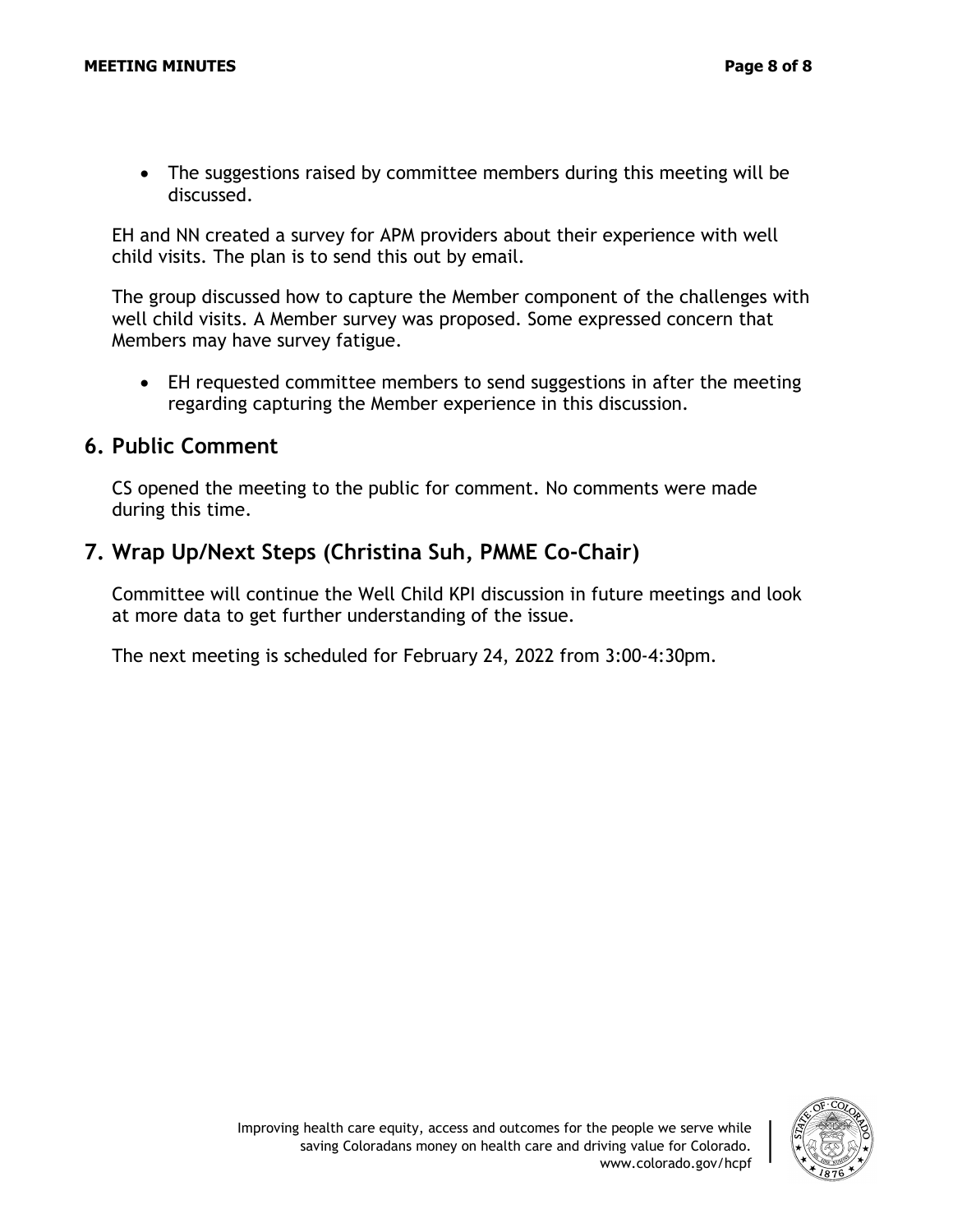- The suggestions raised by committee members during this meeting will be discussed.

EH and NN created a survey for APM providers about their experience with well child visits. The plan is to send this out by email.

The group discussed how to capture the Member component of the challenges with well child visits. A Member survey was proposed. Some expressed concern that Members may have survey fatigue.

- EH requested committee members to send suggestions in after the meeting regarding capturing the Member experience in this discussion.

## 6. Public Comment

CS opened the meeting to the public for comment. No comments were made during this time.

## 7. Wrap Up/Next Steps (Christina Suh, PMME Co-Chair)

Committee will continue the Well Child KPI discussion in future meetings and look at more data to get further understanding of the issue.

The next meeting is scheduled for February 24, 2022 from 3:00-4:30pm.